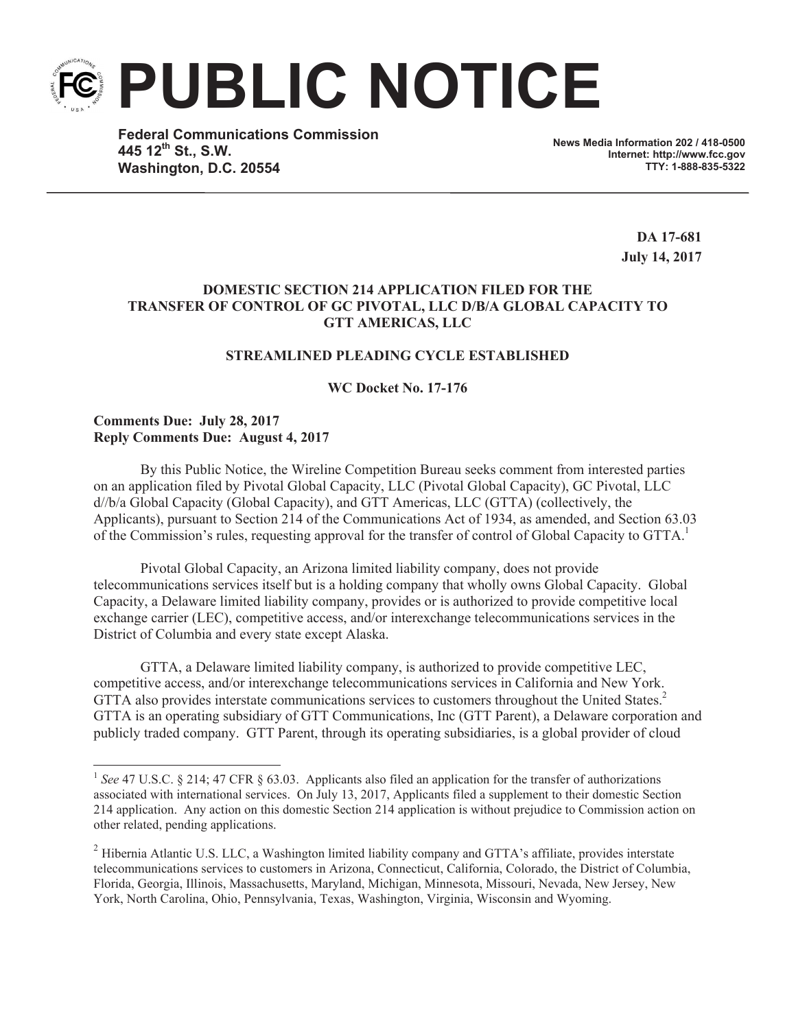# PUBLIC NOTICE

**Federal Communications Commission**
**445 12th St., S.W.**
**Washington, D.C. 20554**

**News Media Information 202 / 418-0500**
**Internet: http://www.fcc.gov**
**TTY: 1-888-835-5322**

**DA 17-681**
**July 14, 2017**

**DOMESTIC SECTION 214 APPLICATION FILED FOR THE TRANSFER OF CONTROL OF GC PIVOTAL, LLC D/B/A GLOBAL CAPACITY TO GTT AMERICAS, LLC**

**STREAMLINED PLEADING CYCLE ESTABLISHED**

**WC Docket No. 17-176**

**Comments Due: July 28, 2017**
**Reply Comments Due: August 4, 2017**

By this Public Notice, the Wireline Competition Bureau seeks comment from interested parties on an application filed by Pivotal Global Capacity, LLC (Pivotal Global Capacity), GC Pivotal, LLC d//b/a Global Capacity (Global Capacity), and GTT Americas, LLC (GTTA) (collectively, the Applicants), pursuant to Section 214 of the Communications Act of 1934, as amended, and Section 63.03 of the Commission's rules, requesting approval for the transfer of control of Global Capacity to GTTA.[1]

Pivotal Global Capacity, an Arizona limited liability company, does not provide telecommunications services itself but is a holding company that wholly owns Global Capacity. Global Capacity, a Delaware limited liability company, provides or is authorized to provide competitive local exchange carrier (LEC), competitive access, and/or interexchange telecommunications services in the District of Columbia and every state except Alaska.

GTTA, a Delaware limited liability company, is authorized to provide competitive LEC, competitive access, and/or interexchange telecommunications services in California and New York. GTTA also provides interstate communications services to customers throughout the United States.[2] GTTA is an operating subsidiary of GTT Communications, Inc (GTT Parent), a Delaware corporation and publicly traded company. GTT Parent, through its operating subsidiaries, is a global provider of cloud

---

[1] *See* 47 U.S.C. § 214; 47 CFR § 63.03. Applicants also filed an application for the transfer of authorizations associated with international services. On July 13, 2017, Applicants filed a supplement to their domestic Section 214 application. Any action on this domestic Section 214 application is without prejudice to Commission action on other related, pending applications.

[2] Hibernia Atlantic U.S. LLC, a Washington limited liability company and GTTA's affiliate, provides interstate telecommunications services to customers in Arizona, Connecticut, California, Colorado, the District of Columbia, Florida, Georgia, Illinois, Massachusetts, Maryland, Michigan, Minnesota, Missouri, Nevada, New Jersey, New York, North Carolina, Ohio, Pennsylvania, Texas, Washington, Virginia, Wisconsin and Wyoming.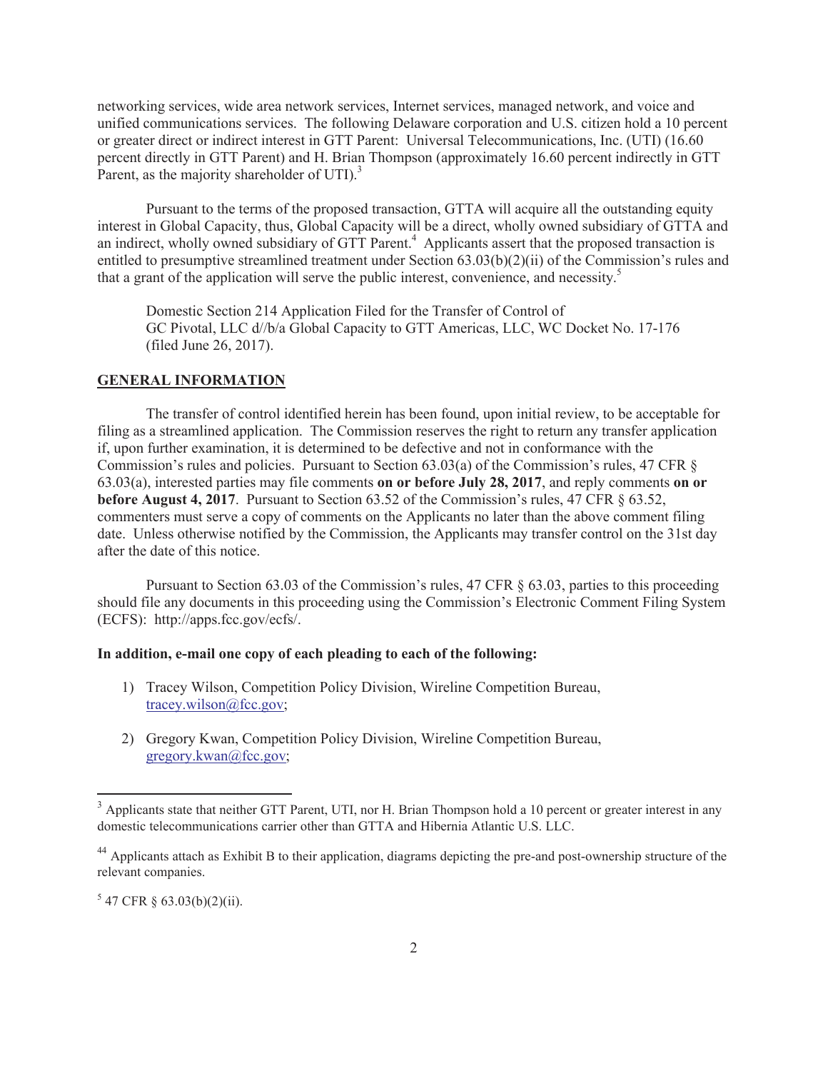networking services, wide area network services, Internet services, managed network, and voice and unified communications services. The following Delaware corporation and U.S. citizen hold a 10 percent or greater direct or indirect interest in GTT Parent: Universal Telecommunications, Inc. (UTI) (16.60 percent directly in GTT Parent) and H. Brian Thompson (approximately 16.60 percent indirectly in GTT Parent, as the majority shareholder of UTI).[3]

Pursuant to the terms of the proposed transaction, GTTA will acquire all the outstanding equity interest in Global Capacity, thus, Global Capacity will be a direct, wholly owned subsidiary of GTTA and an indirect, wholly owned subsidiary of GTT Parent.[4] Applicants assert that the proposed transaction is entitled to presumptive streamlined treatment under Section 63.03(b)(2)(ii) of the Commission's rules and that a grant of the application will serve the public interest, convenience, and necessity.[5]

Domestic Section 214 Application Filed for the Transfer of Control of GC Pivotal, LLC d//b/a Global Capacity to GTT Americas, LLC, WC Docket No. 17-176 (filed June 26, 2017).

## GENERAL INFORMATION

The transfer of control identified herein has been found, upon initial review, to be acceptable for filing as a streamlined application. The Commission reserves the right to return any transfer application if, upon further examination, it is determined to be defective and not in conformance with the Commission's rules and policies. Pursuant to Section 63.03(a) of the Commission's rules, 47 CFR § 63.03(a), interested parties may file comments **on or before July 28, 2017**, and reply comments **on or before August 4, 2017**. Pursuant to Section 63.52 of the Commission's rules, 47 CFR § 63.52, commenters must serve a copy of comments on the Applicants no later than the above comment filing date. Unless otherwise notified by the Commission, the Applicants may transfer control on the 31st day after the date of this notice.

Pursuant to Section 63.03 of the Commission's rules, 47 CFR § 63.03, parties to this proceeding should file any documents in this proceeding using the Commission's Electronic Comment Filing System (ECFS): http://apps.fcc.gov/ecfs/.

**In addition, e-mail one copy of each pleading to each of the following:**

1) Tracey Wilson, Competition Policy Division, Wireline Competition Bureau, tracey.wilson@fcc.gov;

2) Gregory Kwan, Competition Policy Division, Wireline Competition Bureau, gregory.kwan@fcc.gov;

---

[3] Applicants state that neither GTT Parent, UTI, nor H. Brian Thompson hold a 10 percent or greater interest in any domestic telecommunications carrier other than GTTA and Hibernia Atlantic U.S. LLC.

[44] Applicants attach as Exhibit B to their application, diagrams depicting the pre-and post-ownership structure of the relevant companies.

[5] 47 CFR § 63.03(b)(2)(ii).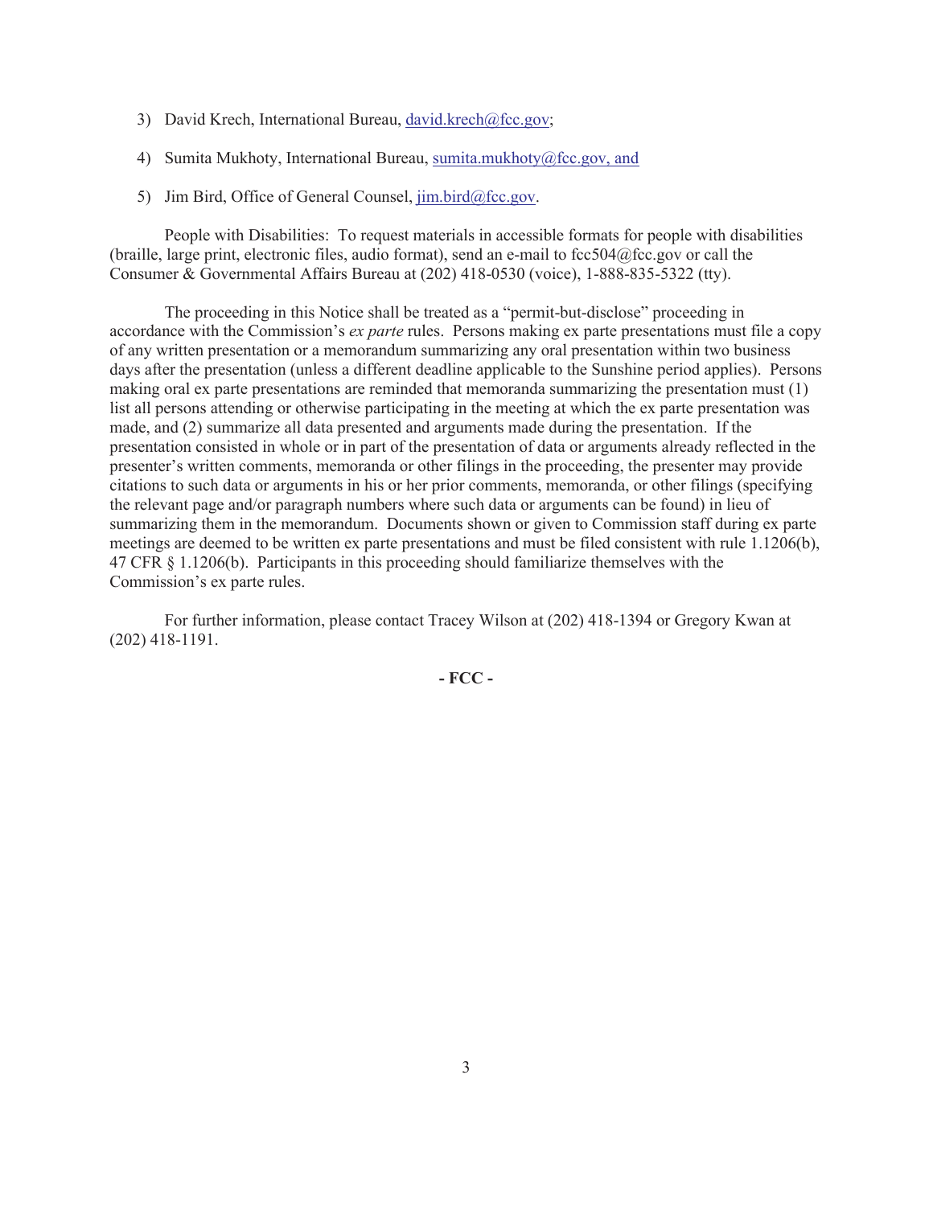3) David Krech, International Bureau, david.krech@fcc.gov;

4) Sumita Mukhoty, International Bureau, sumita.mukhoty@fcc.gov, and

5) Jim Bird, Office of General Counsel, jim.bird@fcc.gov.

People with Disabilities: To request materials in accessible formats for people with disabilities (braille, large print, electronic files, audio format), send an e-mail to fcc504@fcc.gov or call the Consumer & Governmental Affairs Bureau at (202) 418-0530 (voice), 1-888-835-5322 (tty).

The proceeding in this Notice shall be treated as a "permit-but-disclose" proceeding in accordance with the Commission's *ex parte* rules. Persons making ex parte presentations must file a copy of any written presentation or a memorandum summarizing any oral presentation within two business days after the presentation (unless a different deadline applicable to the Sunshine period applies). Persons making oral ex parte presentations are reminded that memoranda summarizing the presentation must (1) list all persons attending or otherwise participating in the meeting at which the ex parte presentation was made, and (2) summarize all data presented and arguments made during the presentation. If the presentation consisted in whole or in part of the presentation of data or arguments already reflected in the presenter's written comments, memoranda or other filings in the proceeding, the presenter may provide citations to such data or arguments in his or her prior comments, memoranda, or other filings (specifying the relevant page and/or paragraph numbers where such data or arguments can be found) in lieu of summarizing them in the memorandum. Documents shown or given to Commission staff during ex parte meetings are deemed to be written ex parte presentations and must be filed consistent with rule 1.1206(b), 47 CFR § 1.1206(b). Participants in this proceeding should familiarize themselves with the Commission's ex parte rules.

For further information, please contact Tracey Wilson at (202) 418-1394 or Gregory Kwan at (202) 418-1191.

**- FCC -**